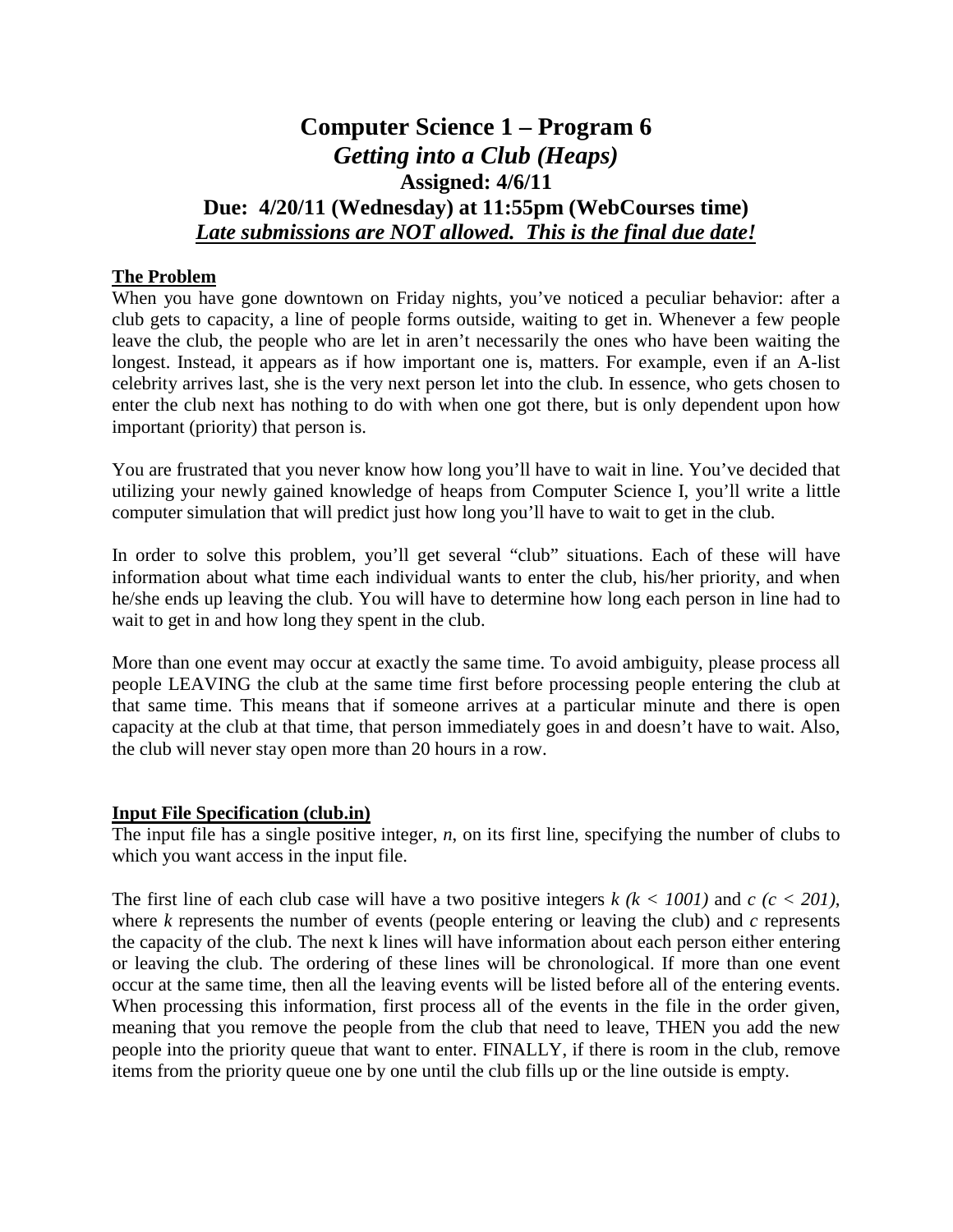# Computer Science 1 – Program 6

## *Getting into a Club (Heaps)*

## Assigned: 4/6/11

## Due: 4/20/11 (Wednesday) at 11:55pm (WebCourses time)

## ***Late submissions are NOT allowed. This is the final due date!***

### The Problem

When you have gone downtown on Friday nights, you've noticed a peculiar behavior: after a club gets to capacity, a line of people forms outside, waiting to get in. Whenever a few people leave the club, the people who are let in aren't necessarily the ones who have been waiting the longest. Instead, it appears as if how important one is, matters. For example, even if an A-list celebrity arrives last, she is the very next person let into the club. In essence, who gets chosen to enter the club next has nothing to do with when one got there, but is only dependent upon how important (priority) that person is.

You are frustrated that you never know how long you'll have to wait in line. You've decided that utilizing your newly gained knowledge of heaps from Computer Science I, you'll write a little computer simulation that will predict just how long you'll have to wait to get in the club.

In order to solve this problem, you'll get several "club" situations. Each of these will have information about what time each individual wants to enter the club, his/her priority, and when he/she ends up leaving the club. You will have to determine how long each person in line had to wait to get in and how long they spent in the club.

More than one event may occur at exactly the same time. To avoid ambiguity, please process all people LEAVING the club at the same time first before processing people entering the club at that same time. This means that if someone arrives at a particular minute and there is open capacity at the club at that time, that person immediately goes in and doesn't have to wait. Also, the club will never stay open more than 20 hours in a row.

### Input File Specification (club.in)

The input file has a single positive integer, $n$, on its first line, specifying the number of clubs to which you want access in the input file.

The first line of each club case will have a two positive integers $k$ ($k < 1001$) and $c$ ($c < 201$), where $k$ represents the number of events (people entering or leaving the club) and $c$ represents the capacity of the club. The next k lines will have information about each person either entering or leaving the club. The ordering of these lines will be chronological. If more than one event occur at the same time, then all the leaving events will be listed before all of the entering events. When processing this information, first process all of the events in the file in the order given, meaning that you remove the people from the club that need to leave, THEN you add the new people into the priority queue that want to enter. FINALLY, if there is room in the club, remove items from the priority queue one by one until the club fills up or the line outside is empty.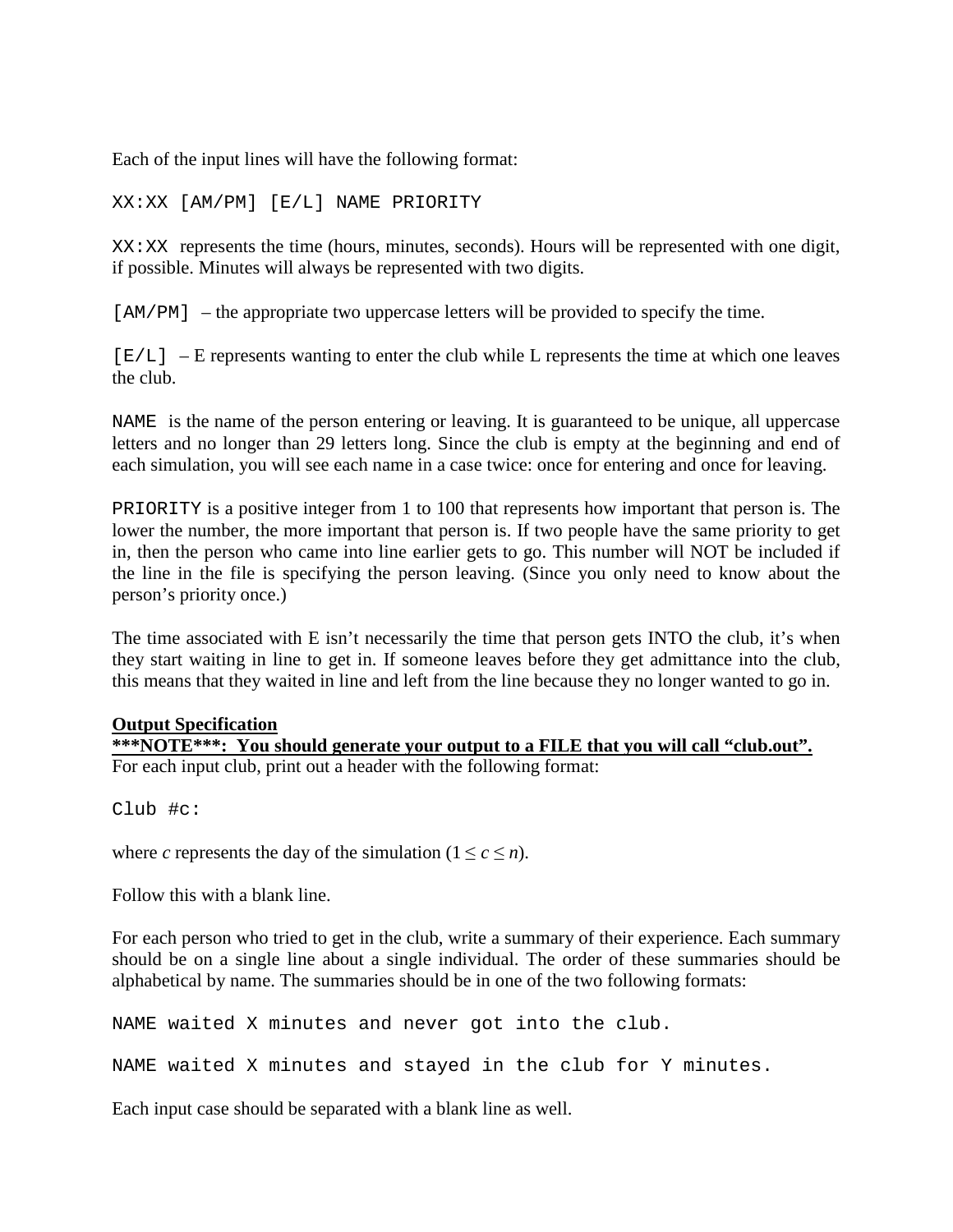Each of the input lines will have the following format:

```
XX:XX [AM/PM] [E/L] NAME PRIORITY
```

`XX:XX` represents the time (hours, minutes, seconds). Hours will be represented with one digit, if possible. Minutes will always be represented with two digits.

`[AM/PM]` – the appropriate two uppercase letters will be provided to specify the time.

`[E/L]` – E represents wanting to enter the club while L represents the time at which one leaves the club.

`NAME` is the name of the person entering or leaving. It is guaranteed to be unique, all uppercase letters and no longer than 29 letters long. Since the club is empty at the beginning and end of each simulation, you will see each name in a case twice: once for entering and once for leaving.

`PRIORITY` is a positive integer from 1 to 100 that represents how important that person is. The lower the number, the more important that person is. If two people have the same priority to get in, then the person who came into line earlier gets to go. This number will NOT be included if the line in the file is specifying the person leaving. (Since you only need to know about the person's priority once.)

The time associated with E isn't necessarily the time that person gets INTO the club, it's when they start waiting in line to get in. If someone leaves before they get admittance into the club, this means that they waited in line and left from the line because they no longer wanted to go in.

**Output Specification**

**\*\*\*NOTE\*\*\*: You should generate your output to a FILE that you will call "club.out".**

For each input club, print out a header with the following format:

```
Club #c:
```

where $c$ represents the day of the simulation ($1 \le c \le n$).

Follow this with a blank line.

For each person who tried to get in the club, write a summary of their experience. Each summary should be on a single line about a single individual. The order of these summaries should be alphabetical by name. The summaries should be in one of the two following formats:

```
NAME waited X minutes and never got into the club.

NAME waited X minutes and stayed in the club for Y minutes.
```

Each input case should be separated with a blank line as well.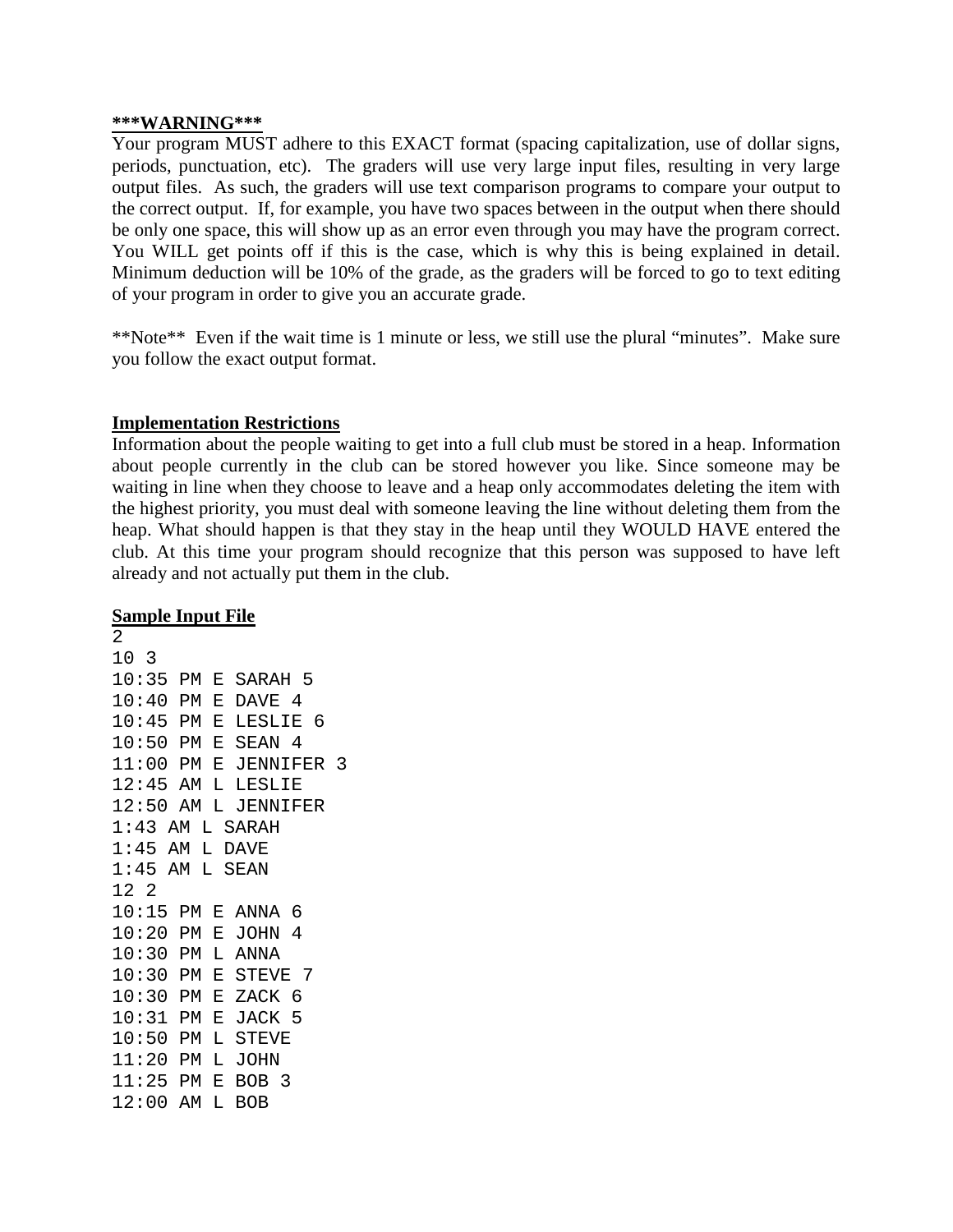**<u>\*\*\*WARNING\*\*\*</u>**

Your program MUST adhere to this EXACT format (spacing capitalization, use of dollar signs, periods, punctuation, etc). The graders will use very large input files, resulting in very large output files. As such, the graders will use text comparison programs to compare your output to the correct output. If, for example, you have two spaces between in the output when there should be only one space, this will show up as an error even through you may have the program correct. You WILL get points off if this is the case, which is why this is being explained in detail. Minimum deduction will be 10% of the grade, as the graders will be forced to go to text editing of your program in order to give you an accurate grade.

\*\*Note\*\* Even if the wait time is 1 minute or less, we still use the plural "minutes". Make sure you follow the exact output format.

**<u>Implementation Restrictions</u>**

Information about the people waiting to get into a full club must be stored in a heap. Information about people currently in the club can be stored however you like. Since someone may be waiting in line when they choose to leave and a heap only accommodates deleting the item with the highest priority, you must deal with someone leaving the line without deleting them from the heap. What should happen is that they stay in the heap until they WOULD HAVE entered the club. At this time your program should recognize that this person was supposed to have left already and not actually put them in the club.

**<u>Sample Input File</u>**

```
2
10 3
10:35 PM E SARAH 5
10:40 PM E DAVE 4
10:45 PM E LESLIE 6
10:50 PM E SEAN 4
11:00 PM E JENNIFER 3
12:45 AM L LESLIE
12:50 AM L JENNIFER
1:43 AM L SARAH
1:45 AM L DAVE
1:45 AM L SEAN
12 2
10:15 PM E ANNA 6
10:20 PM E JOHN 4
10:30 PM L ANNA
10:30 PM E STEVE 7
10:30 PM E ZACK 6
10:31 PM E JACK 5
10:50 PM L STEVE
11:20 PM L JOHN
11:25 PM E BOB 3
12:00 AM L BOB
```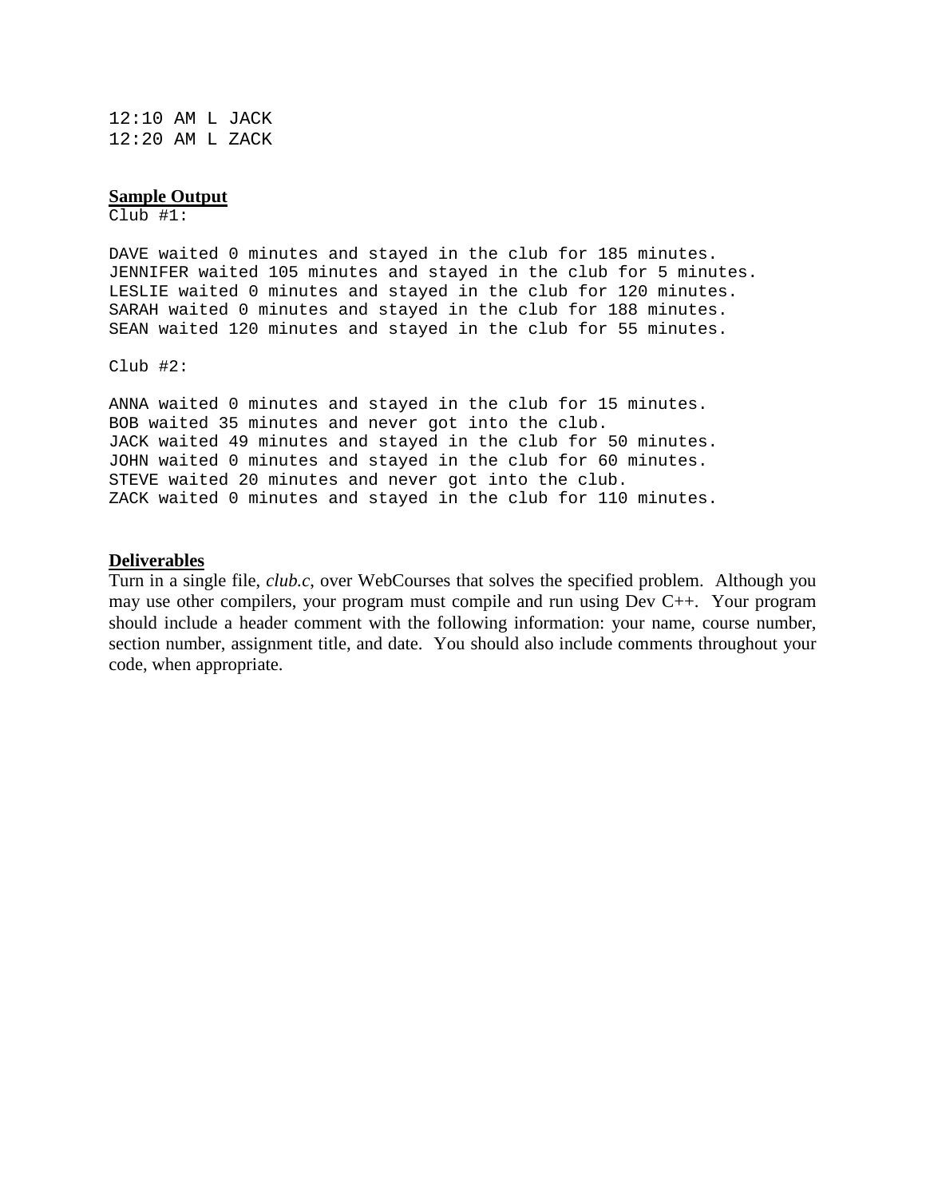```
12:10 AM L JACK
12:20 AM L ZACK
```

**Sample Output**

```
Club #1:

DAVE waited 0 minutes and stayed in the club for 185 minutes.
JENNIFER waited 105 minutes and stayed in the club for 5 minutes.
LESLIE waited 0 minutes and stayed in the club for 120 minutes.
SARAH waited 0 minutes and stayed in the club for 188 minutes.
SEAN waited 120 minutes and stayed in the club for 55 minutes.

Club #2:

ANNA waited 0 minutes and stayed in the club for 15 minutes.
BOB waited 35 minutes and never got into the club.
JACK waited 49 minutes and stayed in the club for 50 minutes.
JOHN waited 0 minutes and stayed in the club for 60 minutes.
STEVE waited 20 minutes and never got into the club.
ZACK waited 0 minutes and stayed in the club for 110 minutes.
```

**Deliverables**

Turn in a single file, *club.c*, over WebCourses that solves the specified problem. Although you may use other compilers, your program must compile and run using Dev C++. Your program should include a header comment with the following information: your name, course number, section number, assignment title, and date. You should also include comments throughout your code, when appropriate.